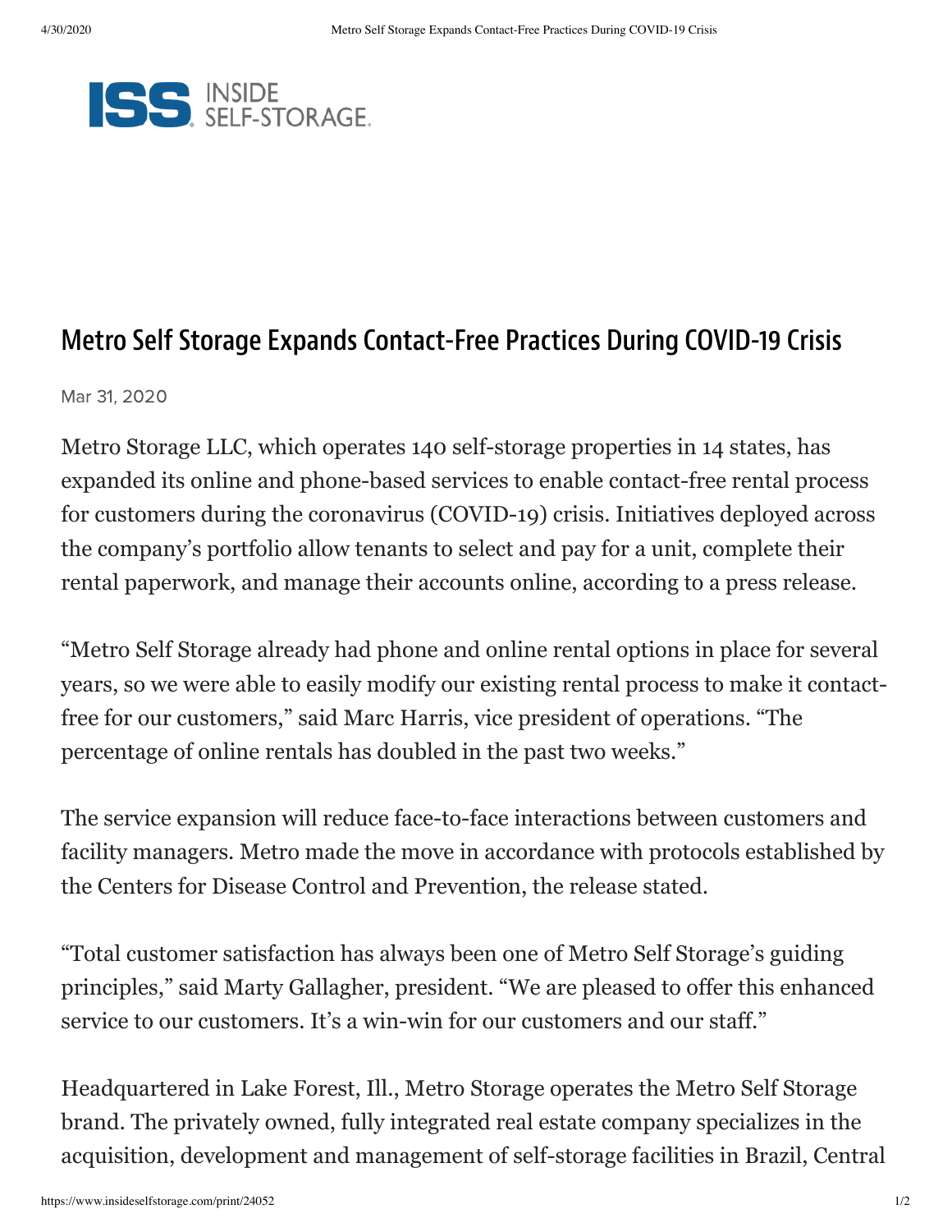# Metro Self Storage Expands Contact-Free Practices During COVID-19 Crisis

Mar 31, 2020

Metro Storage LLC, which operates 140 self-storage properties in 14 states, has expanded its online and phone-based services to enable contact-free rental process for customers during the coronavirus (COVID-19) crisis. Initiatives deployed across the company's portfolio allow tenants to select and pay for a unit, complete their rental paperwork, and manage their accounts online, according to a press release.

"Metro Self Storage already had phone and online rental options in place for several years, so we were able to easily modify our existing rental process to make it contact-free for our customers," said Marc Harris, vice president of operations. "The percentage of online rentals has doubled in the past two weeks."

The service expansion will reduce face-to-face interactions between customers and facility managers. Metro made the move in accordance with protocols established by the Centers for Disease Control and Prevention, the release stated.

"Total customer satisfaction has always been one of Metro Self Storage's guiding principles," said Marty Gallagher, president. "We are pleased to offer this enhanced service to our customers. It's a win-win for our customers and our staff."

Headquartered in Lake Forest, Ill., Metro Storage operates the Metro Self Storage brand. The privately owned, fully integrated real estate company specializes in the acquisition, development and management of self-storage facilities in Brazil, Central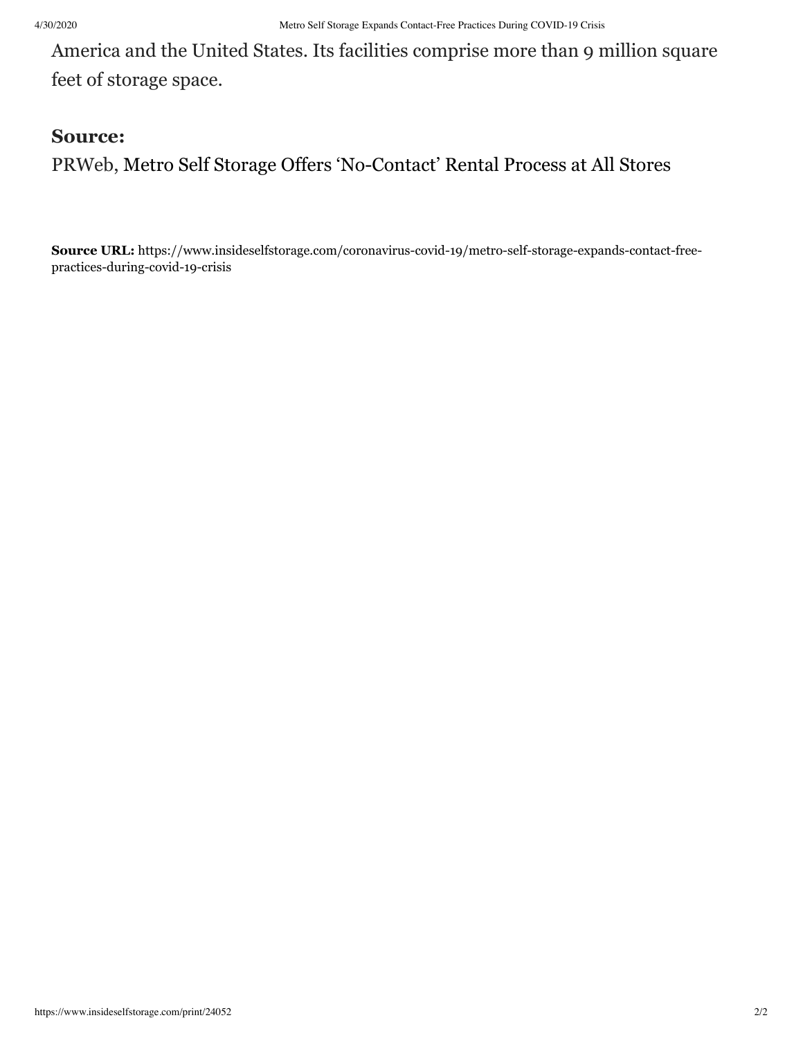America and the United States. Its facilities comprise more than 9 million square feet of storage space.

### Source:

PRWeb, Metro Self Storage Offers 'No-Contact' Rental Process at All Stores

**Source URL:** https://www.insideselfstorage.com/coronavirus-covid-19/metro-self-storage-expands-contact-free-practices-during-covid-19-crisis